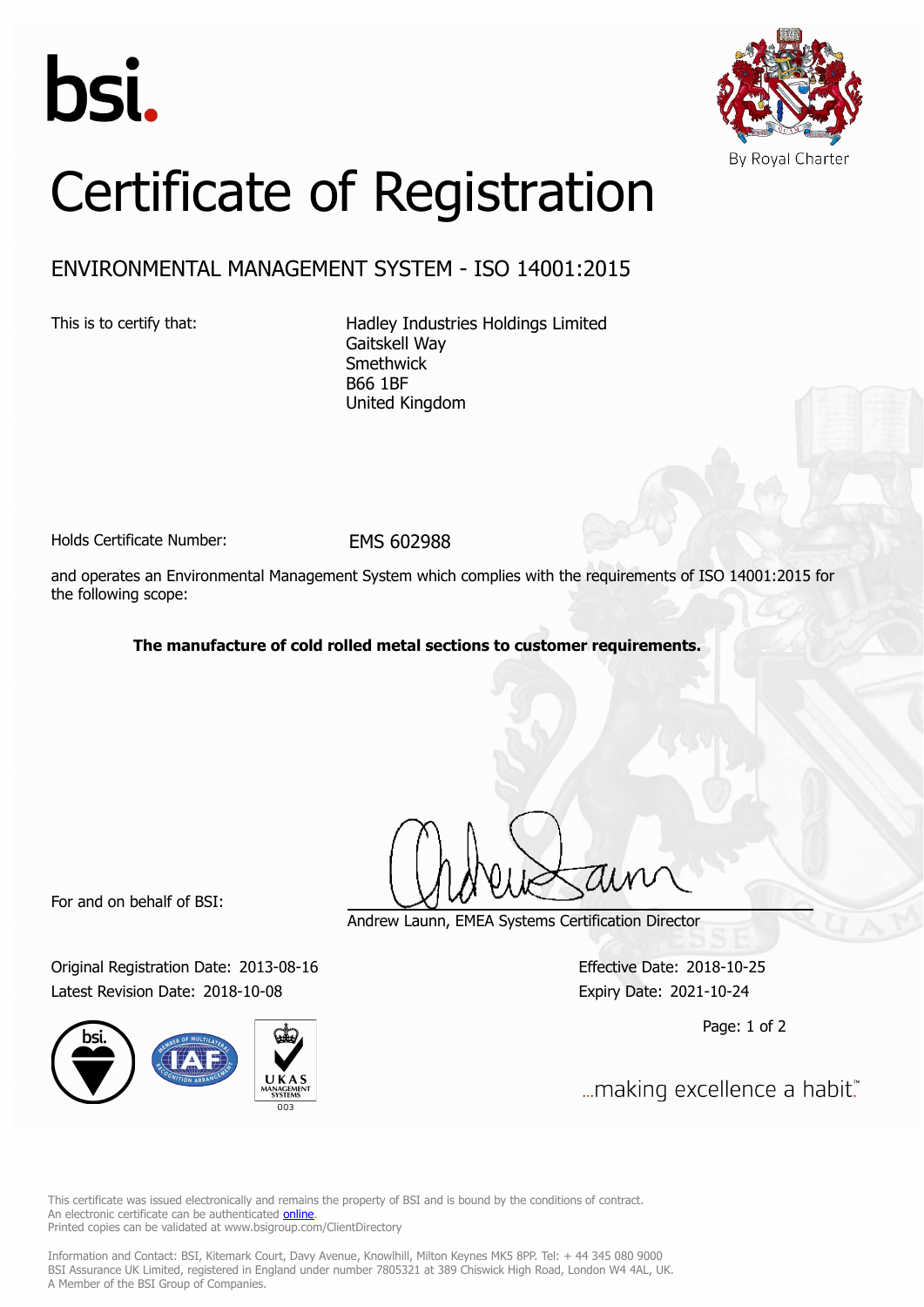bsi.

By Royal Charter

# Certificate of Registration

## ENVIRONMENTAL MANAGEMENT SYSTEM - ISO 14001:2015

This is to certify that:

Hadley Industries Holdings Limited
Gaitskell Way
Smethwick
B66 1BF
United Kingdom

Holds Certificate Number: EMS 602988

and operates an Environmental Management System which complies with the requirements of ISO 14001:2015 for the following scope:

**The manufacture of cold rolled metal sections to customer requirements.**

For and on behalf of BSI:

Andrew Launn, EMEA Systems Certification Director

Original Registration Date: 2013-08-16
Latest Revision Date: 2018-10-08

Effective Date: 2018-10-25
Expiry Date: 2021-10-24

...making excellence a habit.™

This certificate was issued electronically and remains the property of BSI and is bound by the conditions of contract.
An electronic certificate can be authenticated online.
Printed copies can be validated at www.bsigroup.com/ClientDirectory

Information and Contact: BSI, Kitemark Court, Davy Avenue, Knowlhill, Milton Keynes MK5 8PP. Tel: + 44 345 080 9000
BSI Assurance UK Limited, registered in England under number 7805321 at 389 Chiswick High Road, London W4 4AL, UK.
A Member of the BSI Group of Companies.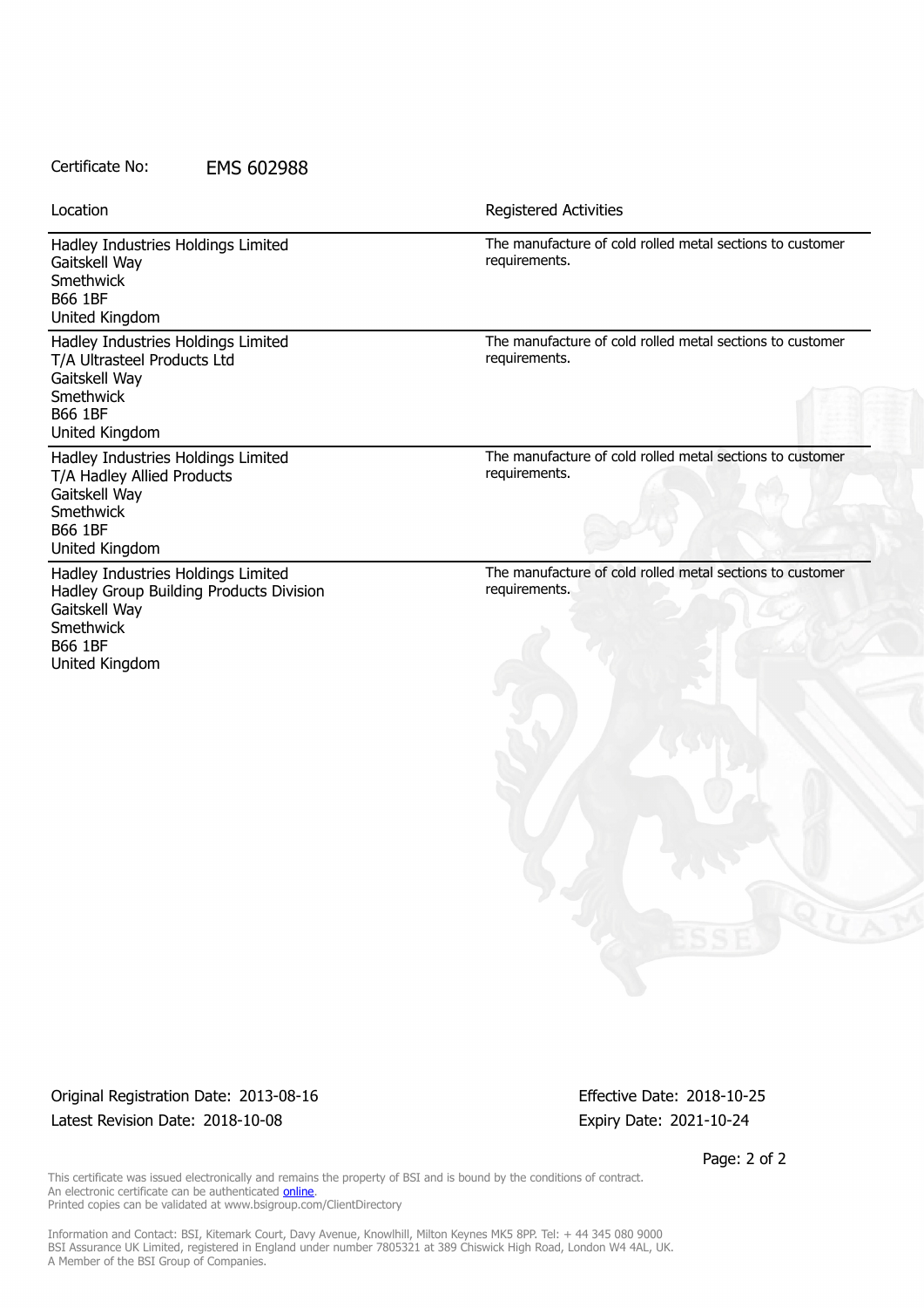Certificate No: EMS 602988

| Location | Registered Activities |
| --- | --- |
| Hadley Industries Holdings Limited<br>Gaitskell Way<br>Smethwick<br>B66 1BF<br>United Kingdom | The manufacture of cold rolled metal sections to customer requirements. |
| Hadley Industries Holdings Limited<br>T/A Ultrasteel Products Ltd<br>Gaitskell Way<br>Smethwick<br>B66 1BF<br>United Kingdom | The manufacture of cold rolled metal sections to customer requirements. |
| Hadley Industries Holdings Limited<br>T/A Hadley Allied Products<br>Gaitskell Way<br>Smethwick<br>B66 1BF<br>United Kingdom | The manufacture of cold rolled metal sections to customer requirements. |
| Hadley Industries Holdings Limited<br>Hadley Group Building Products Division<br>Gaitskell Way<br>Smethwick<br>B66 1BF<br>United Kingdom | The manufacture of cold rolled metal sections to customer requirements. |

Original Registration Date: 2013-08-16
Latest Revision Date: 2018-10-08

Effective Date: 2018-10-25
Expiry Date: 2021-10-24

This certificate was issued electronically and remains the property of BSI and is bound by the conditions of contract.
An electronic certificate can be authenticated online.
Printed copies can be validated at www.bsigroup.com/ClientDirectory

Information and Contact: BSI, Kitemark Court, Davy Avenue, Knowlhill, Milton Keynes MK5 8PP. Tel: + 44 345 080 9000
BSI Assurance UK Limited, registered in England under number 7805321 at 389 Chiswick High Road, London W4 4AL, UK.
A Member of the BSI Group of Companies.